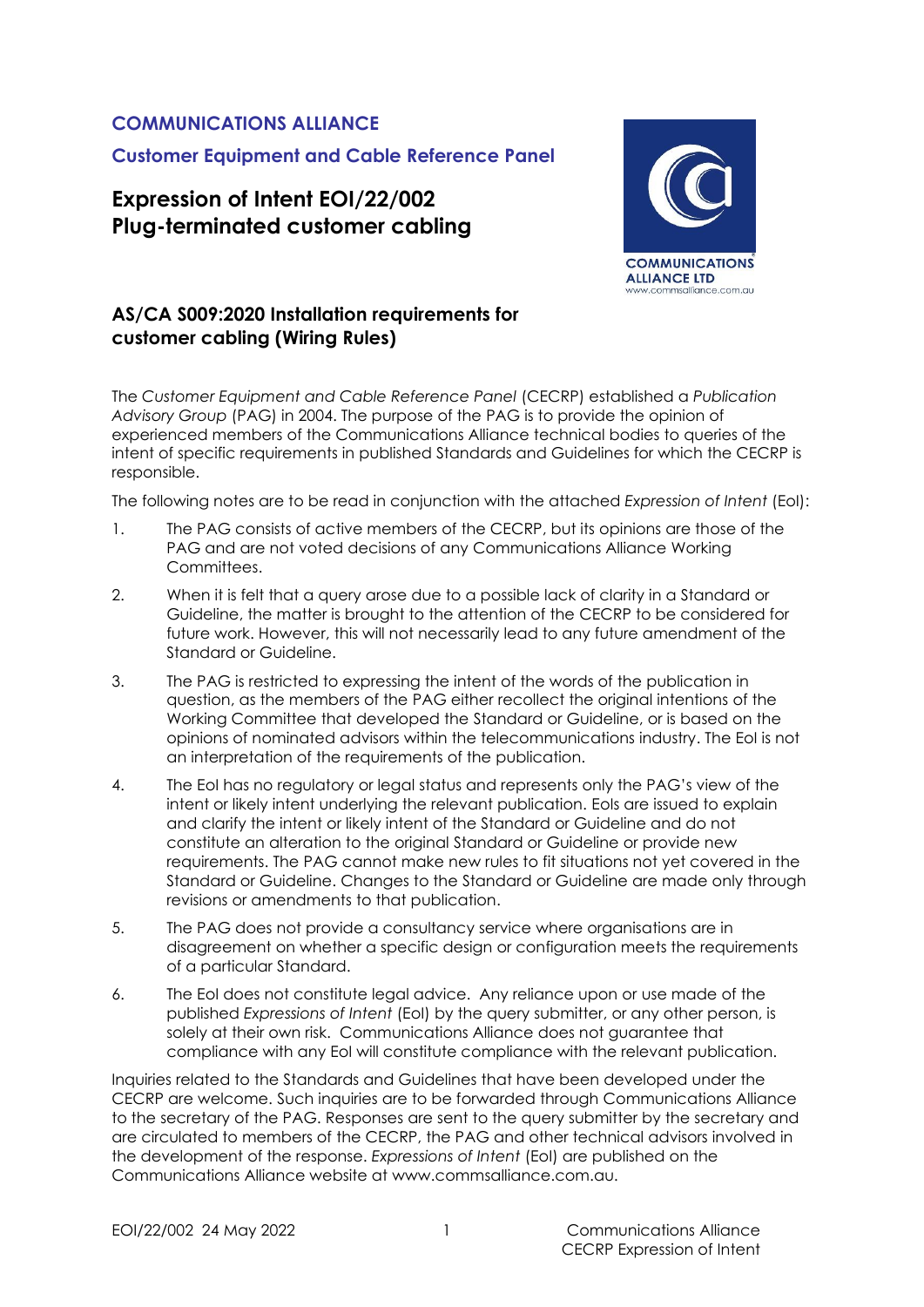**COMMUNICATIONS ALLIANCE**

**Customer Equipment and Cable Reference Panel**

# Expression of Intent EOI/22/002
# Plug-terminated customer cabling

## AS/CA S009:2020 Installation requirements for customer cabling (Wiring Rules)

The *Customer Equipment and Cable Reference Panel* (CECRP) established a *Publication Advisory Group* (PAG) in 2004. The purpose of the PAG is to provide the opinion of experienced members of the Communications Alliance technical bodies to queries of the intent of specific requirements in published Standards and Guidelines for which the CECRP is responsible.

The following notes are to be read in conjunction with the attached *Expression of Intent* (EoI):

1. The PAG consists of active members of the CECRP, but its opinions are those of the PAG and are not voted decisions of any Communications Alliance Working Committees.
2. When it is felt that a query arose due to a possible lack of clarity in a Standard or Guideline, the matter is brought to the attention of the CECRP to be considered for future work. However, this will not necessarily lead to any future amendment of the Standard or Guideline.
3. The PAG is restricted to expressing the intent of the words of the publication in question, as the members of the PAG either recollect the original intentions of the Working Committee that developed the Standard or Guideline, or is based on the opinions of nominated advisors within the telecommunications industry. The EoI is not an interpretation of the requirements of the publication.
4. The EoI has no regulatory or legal status and represents only the PAG's view of the intent or likely intent underlying the relevant publication. EoIs are issued to explain and clarify the intent or likely intent of the Standard or Guideline and do not constitute an alteration to the original Standard or Guideline or provide new requirements. The PAG cannot make new rules to fit situations not yet covered in the Standard or Guideline. Changes to the Standard or Guideline are made only through revisions or amendments to that publication.
5. The PAG does not provide a consultancy service where organisations are in disagreement on whether a specific design or configuration meets the requirements of a particular Standard.
6. The EoI does not constitute legal advice. Any reliance upon or use made of the published *Expressions of Intent* (EoI) by the query submitter, or any other person, is solely at their own risk. Communications Alliance does not guarantee that compliance with any EoI will constitute compliance with the relevant publication.

Inquiries related to the Standards and Guidelines that have been developed under the CECRP are welcome. Such inquiries are to be forwarded through Communications Alliance to the secretary of the PAG. Responses are sent to the query submitter by the secretary and are circulated to members of the CECRP, the PAG and other technical advisors involved in the development of the response. *Expressions of Intent* (EoI) are published on the Communications Alliance website at www.commsalliance.com.au.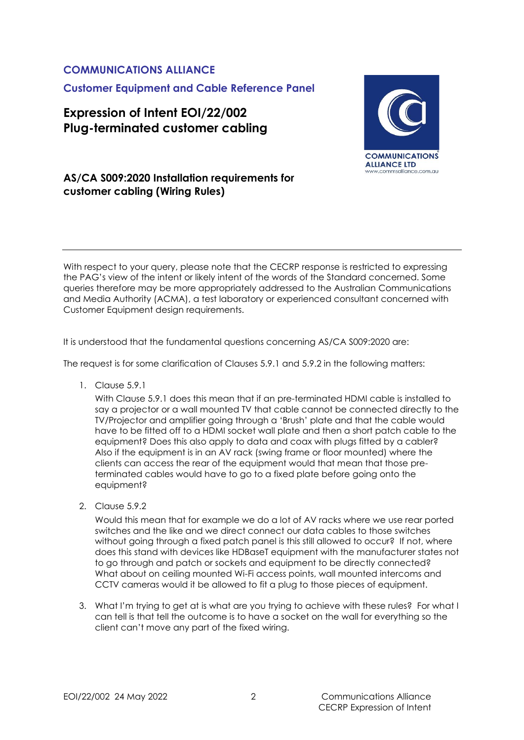**COMMUNICATIONS ALLIANCE**

**Customer Equipment and Cable Reference Panel**

# Expression of Intent EOI/22/002 Plug-terminated customer cabling

## AS/CA S009:2020 Installation requirements for customer cabling (Wiring Rules)

---

With respect to your query, please note that the CECRP response is restricted to expressing the PAG's view of the intent or likely intent of the words of the Standard concerned. Some queries therefore may be more appropriately addressed to the Australian Communications and Media Authority (ACMA), a test laboratory or experienced consultant concerned with Customer Equipment design requirements.

It is understood that the fundamental questions concerning AS/CA S009:2020 are:

The request is for some clarification of Clauses 5.9.1 and 5.9.2 in the following matters:

1. Clause 5.9.1

   With Clause 5.9.1 does this mean that if an pre-terminated HDMI cable is installed to say a projector or a wall mounted TV that cable cannot be connected directly to the TV/Projector and amplifier going through a 'Brush' plate and that the cable would have to be fitted off to a HDMI socket wall plate and then a short patch cable to the equipment? Does this also apply to data and coax with plugs fitted by a cabler? Also if the equipment is in an AV rack (swing frame or floor mounted) where the clients can access the rear of the equipment would that mean that those pre-terminated cables would have to go to a fixed plate before going onto the equipment?

2. Clause 5.9.2

   Would this mean that for example we do a lot of AV racks where we use rear ported switches and the like and we direct connect our data cables to those switches without going through a fixed patch panel is this still allowed to occur? If not, where does this stand with devices like HDBaseT equipment with the manufacturer states not to go through and patch or sockets and equipment to be directly connected? What about on ceiling mounted Wi-Fi access points, wall mounted intercoms and CCTV cameras would it be allowed to fit a plug to those pieces of equipment.

3. What I'm trying to get at is what are you trying to achieve with these rules? For what I can tell is that tell the outcome is to have a socket on the wall for everything so the client can't move any part of the fixed wiring.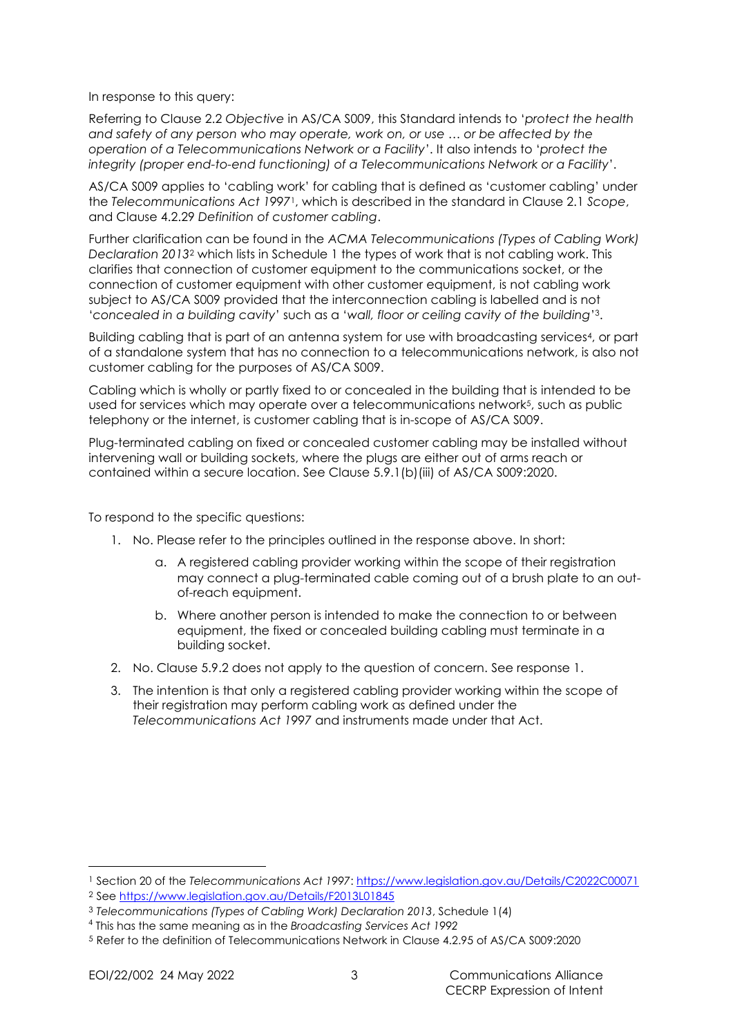In response to this query:

Referring to Clause 2.2 *Objective* in AS/CA S009, this Standard intends to '*protect the health and safety of any person who may operate, work on, or use … or be affected by the operation of a Telecommunications Network or a Facility*'. It also intends to '*protect the integrity (proper end-to-end functioning) of a Telecommunications Network or a Facility*'.

AS/CA S009 applies to 'cabling work' for cabling that is defined as 'customer cabling' under the *Telecommunications Act 1997*[1], which is described in the standard in Clause 2.1 *Scope*, and Clause 4.2.29 *Definition of customer cabling*.

Further clarification can be found in the *ACMA Telecommunications (Types of Cabling Work) Declaration 2013*[2] which lists in Schedule 1 the types of work that is not cabling work. This clarifies that connection of customer equipment to the communications socket, or the connection of customer equipment with other customer equipment, is not cabling work subject to AS/CA S009 provided that the interconnection cabling is labelled and is not '*concealed in a building cavity*' such as a '*wall, floor or ceiling cavity of the building*'[3].

Building cabling that is part of an antenna system for use with broadcasting services[4], or part of a standalone system that has no connection to a telecommunications network, is also not customer cabling for the purposes of AS/CA S009.

Cabling which is wholly or partly fixed to or concealed in the building that is intended to be used for services which may operate over a telecommunications network[5], such as public telephony or the internet, is customer cabling that is in-scope of AS/CA S009.

Plug-terminated cabling on fixed or concealed customer cabling may be installed without intervening wall or building sockets, where the plugs are either out of arms reach or contained within a secure location. See Clause 5.9.1(b)(iii) of AS/CA S009:2020.

To respond to the specific questions:

1. No. Please refer to the principles outlined in the response above. In short:
    a. A registered cabling provider working within the scope of their registration may connect a plug-terminated cable coming out of a brush plate to an out-of-reach equipment.
    b. Where another person is intended to make the connection to or between equipment, the fixed or concealed building cabling must terminate in a building socket.
2. No. Clause 5.9.2 does not apply to the question of concern. See response 1.
3. The intention is that only a registered cabling provider working within the scope of their registration may perform cabling work as defined under the *Telecommunications Act 1997* and instruments made under that Act.

---

[1] Section 20 of the *Telecommunications Act 1997*: https://www.legislation.gov.au/Details/C2022C00071

[2] See https://www.legislation.gov.au/Details/F2013L01845

[3] *Telecommunications (Types of Cabling Work) Declaration 2013*, Schedule 1(4)

[4] This has the same meaning as in the *Broadcasting Services Act 1992*

[5] Refer to the definition of Telecommunications Network in Clause 4.2.95 of AS/CA S009:2020